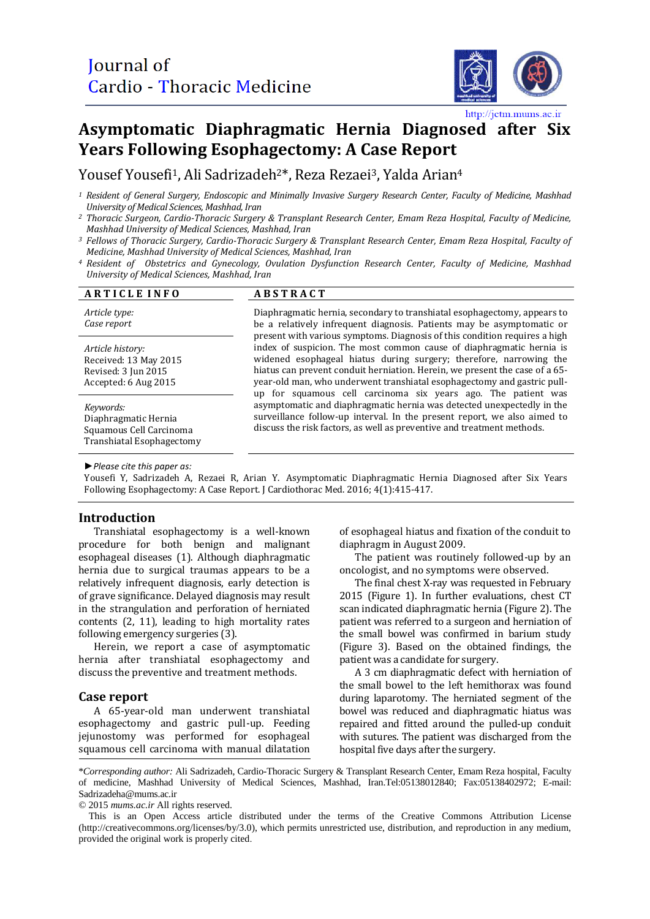# Asymptomatic Diaphragmatic Hernia Diagnosed after Six Years Following Esophagectomy: A Case Report

Yousef Yousefi[1], Ali Sadrizadeh[2]*, Reza Rezaei[3], Yalda Arian[4]

[1] *Resident of General Surgery, Endoscopic and Minimally Invasive Surgery Research Center, Faculty of Medicine, Mashhad University of Medical Sciences, Mashhad, Iran*

[2] *Thoracic Surgeon, Cardio-Thoracic Surgery & Transplant Research Center, Emam Reza Hospital, Faculty of Medicine, Mashhad University of Medical Sciences, Mashhad, Iran*

[3] *Fellows of Thoracic Surgery, Cardio-Thoracic Surgery & Transplant Research Center, Emam Reza Hospital, Faculty of Medicine, Mashhad University of Medical Sciences, Mashhad, Iran*

[4] *Resident of Obstetrics and Gynecology, Ovulation Dysfunction Research Center, Faculty of Medicine, Mashhad University of Medical Sciences, Mashhad, Iran*

## ARTICLE INFO

*Article type:*
*Case report*

*Article history:*
Received: 13 May 2015
Revised: 3 Jun 2015
Accepted: 6 Aug 2015

*Keywords:*
Diaphragmatic Hernia
Squamous Cell Carcinoma
Transhiatal Esophagectomy

## ABSTRACT

Diaphragmatic hernia, secondary to transhiatal esophagectomy, appears to be a relatively infrequent diagnosis. Patients may be asymptomatic or present with various symptoms. Diagnosis of this condition requires a high index of suspicion. The most common cause of diaphragmatic hernia is widened esophageal hiatus during surgery; therefore, narrowing the hiatus can prevent conduit herniation. Herein, we present the case of a 65-year-old man, who underwent transhiatal esophagectomy and gastric pull-up for squamous cell carcinoma six years ago. The patient was asymptomatic and diaphragmatic hernia was detected unexpectedly in the surveillance follow-up interval. In the present report, we also aimed to discuss the risk factors, as well as preventive and treatment methods.

►*Please cite this paper as:*
Yousefi Y, Sadrizadeh A, Rezaei R, Arian Y. Asymptomatic Diaphragmatic Hernia Diagnosed after Six Years Following Esophagectomy: A Case Report. J Cardiothorac Med. 2016; 4(1):415-417.

## Introduction

Transhiatal esophagectomy is a well-known procedure for both benign and malignant esophageal diseases (1). Although diaphragmatic hernia due to surgical traumas appears to be a relatively infrequent diagnosis, early detection is of grave significance. Delayed diagnosis may result in the strangulation and perforation of herniated contents (2, 11), leading to high mortality rates following emergency surgeries (3).

Herein, we report a case of asymptomatic hernia after transhiatal esophagectomy and discuss the preventive and treatment methods.

## Case report

A 65-year-old man underwent transhiatal esophagectomy and gastric pull-up. Feeding jejunostomy was performed for esophageal squamous cell carcinoma with manual dilatation of esophageal hiatus and fixation of the conduit to diaphragm in August 2009.

The patient was routinely followed-up by an oncologist, and no symptoms were observed.

The final chest X-ray was requested in February 2015 (Figure 1). In further evaluations, chest CT scan indicated diaphragmatic hernia (Figure 2). The patient was referred to a surgeon and herniation of the small bowel was confirmed in barium study (Figure 3). Based on the obtained findings, the patient was a candidate for surgery.

A 3 cm diaphragmatic defect with herniation of the small bowel to the left hemithorax was found during laparotomy. The herniated segment of the bowel was reduced and diaphragmatic hiatus was repaired and fitted around the pulled-up conduit with sutures. The patient was discharged from the hospital five days after the surgery.

---

*\*Corresponding author:* Ali Sadrizadeh, Cardio-Thoracic Surgery & Transplant Research Center, Emam Reza hospital, Faculty of medicine, Mashhad University of Medical Sciences, Mashhad, Iran.Tel:05138012840; Fax:05138402972; E-mail: Sadrizadeha@mums.ac.ir

© 2015 *mums.ac.ir* All rights reserved.

This is an Open Access article distributed under the terms of the Creative Commons Attribution License (http://creativecommons.org/licenses/by/3.0), which permits unrestricted use, distribution, and reproduction in any medium, provided the original work is properly cited.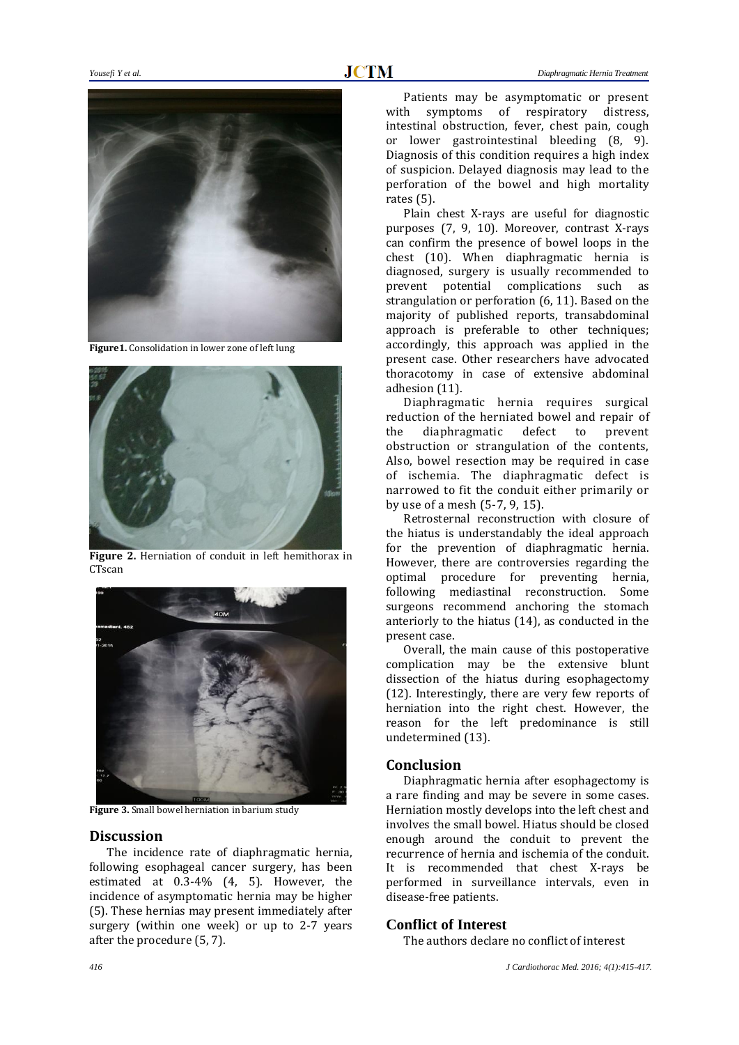Figure1. Consolidation in lower zone of left lung

Figure 2. Herniation of conduit in left hemithorax in CTscan

Figure 3. Small bowel herniation in barium study

## Discussion

The incidence rate of diaphragmatic hernia, following esophageal cancer surgery, has been estimated at 0.3-4% (4, 5). However, the incidence of asymptomatic hernia may be higher (5). These hernias may present immediately after surgery (within one week) or up to 2-7 years after the procedure (5, 7).

Patients may be asymptomatic or present with symptoms of respiratory distress, intestinal obstruction, fever, chest pain, cough or lower gastrointestinal bleeding (8, 9). Diagnosis of this condition requires a high index of suspicion. Delayed diagnosis may lead to the perforation of the bowel and high mortality rates (5).

Plain chest X-rays are useful for diagnostic purposes (7, 9, 10). Moreover, contrast X-rays can confirm the presence of bowel loops in the chest (10). When diaphragmatic hernia is diagnosed, surgery is usually recommended to prevent potential complications such as strangulation or perforation (6, 11). Based on the majority of published reports, transabdominal approach is preferable to other techniques; accordingly, this approach was applied in the present case. Other researchers have advocated thoracotomy in case of extensive abdominal adhesion (11).

Diaphragmatic hernia requires surgical reduction of the herniated bowel and repair of the diaphragmatic defect to prevent obstruction or strangulation of the contents, Also, bowel resection may be required in case of ischemia. The diaphragmatic defect is narrowed to fit the conduit either primarily or by use of a mesh (5-7, 9, 15).

Retrosternal reconstruction with closure of the hiatus is understandably the ideal approach for the prevention of diaphragmatic hernia. However, there are controversies regarding the optimal procedure for preventing hernia, following mediastinal reconstruction. Some surgeons recommend anchoring the stomach anteriorly to the hiatus (14), as conducted in the present case.

Overall, the main cause of this postoperative complication may be the extensive blunt dissection of the hiatus during esophagectomy (12). Interestingly, there are very few reports of herniation into the right chest. However, the reason for the left predominance is still undetermined (13).

## Conclusion

Diaphragmatic hernia after esophagectomy is a rare finding and may be severe in some cases. Herniation mostly develops into the left chest and involves the small bowel. Hiatus should be closed enough around the conduit to prevent the recurrence of hernia and ischemia of the conduit. It is recommended that chest X-rays be performed in surveillance intervals, even in disease-free patients.

## Conflict of Interest

The authors declare no conflict of interest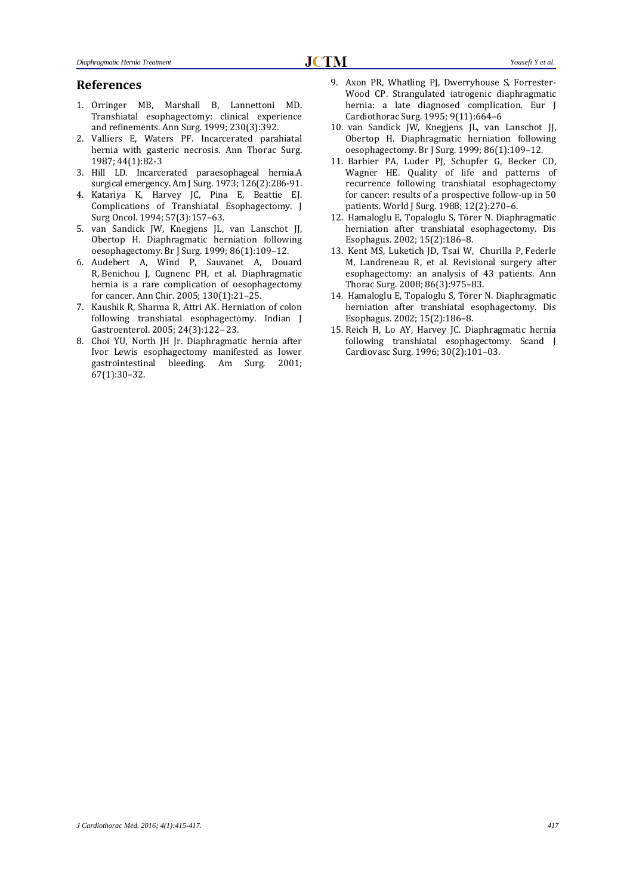## References

1. Orringer MB, Marshall B, Lannettoni MD. Transhiatal esophagectomy: clinical experience and refinements. Ann Surg. 1999; 230(3):392.
2. Valliers E, Waters PF. Incarcerated parahiatal hernia with gasteric necrosis. Ann Thorac Surg. 1987; 44(1):82-3
3. Hill LD. Incarcerated paraesophageal hernia.A surgical emergency. Am J Surg. 1973; 126(2):286-91.
4. Katariya K, Harvey JC, Pina E, Beattie EJ. Complications of Transhiatal Esophagectomy. J Surg Oncol. 1994; 57(3):157–63.
5. van Sandick JW, Knegjens JL, van Lanschot JJ, Obertop H. Diaphragmatic herniation following oesophagectomy. Br J Surg. 1999; 86(1):109–12.
6. Audebert A, Wind P, Sauvanet A, Douard R, Benichou J, Cugnenc PH, et al. Diaphragmatic hernia is a rare complication of oesophagectomy for cancer. Ann Chir. 2005; 130(1):21–25.
7. Kaushik R, Sharma R, Attri AK. Herniation of colon following transhiatal esophagectomy. Indian J Gastroenterol. 2005; 24(3):122– 23.
8. Choi YU, North JH Jr. Diaphragmatic hernia after Ivor Lewis esophagectomy manifested as lower gastrointestinal bleeding. Am Surg. 2001; 67(1):30–32.
9. Axon PR, Whatling PJ, Dwerryhouse S, Forrester-Wood CP. Strangulated iatrogenic diaphragmatic hernia: a late diagnosed complication. Eur J Cardiothorac Surg. 1995; 9(11):664–6
10. van Sandick JW, Knegjens JL, van Lanschot JJ, Obertop H. Diaphragmatic herniation following oesophagectomy. Br J Surg. 1999; 86(1):109–12.
11. Barbier PA, Luder PJ, Schupfer G, Becker CD, Wagner HE. Quality of life and patterns of recurrence following transhiatal esophagectomy for cancer: results of a prospective follow-up in 50 patients. World J Surg. 1988; 12(2):270–6.
12. Hamaloglu E, Topaloglu S, Törer N. Diaphragmatic herniation after transhiatal esophagectomy. Dis Esophagus. 2002; 15(2):186–8.
13. Kent MS, Luketich JD, Tsai W, Churilla P, Federle M, Landreneau R, et al. Revisional surgery after esophagectomy: an analysis of 43 patients. Ann Thorac Surg. 2008; 86(3):975–83.
14. Hamaloglu E, Topaloglu S, Törer N. Diaphragmatic herniation after transhiatal esophagectomy. Dis Esophagus. 2002; 15(2):186–8.
15. Reich H, Lo AY, Harvey JC. Diaphragmatic hernia following transhiatal esophagectomy. Scand J Cardiovasc Surg. 1996; 30(2):101–03.